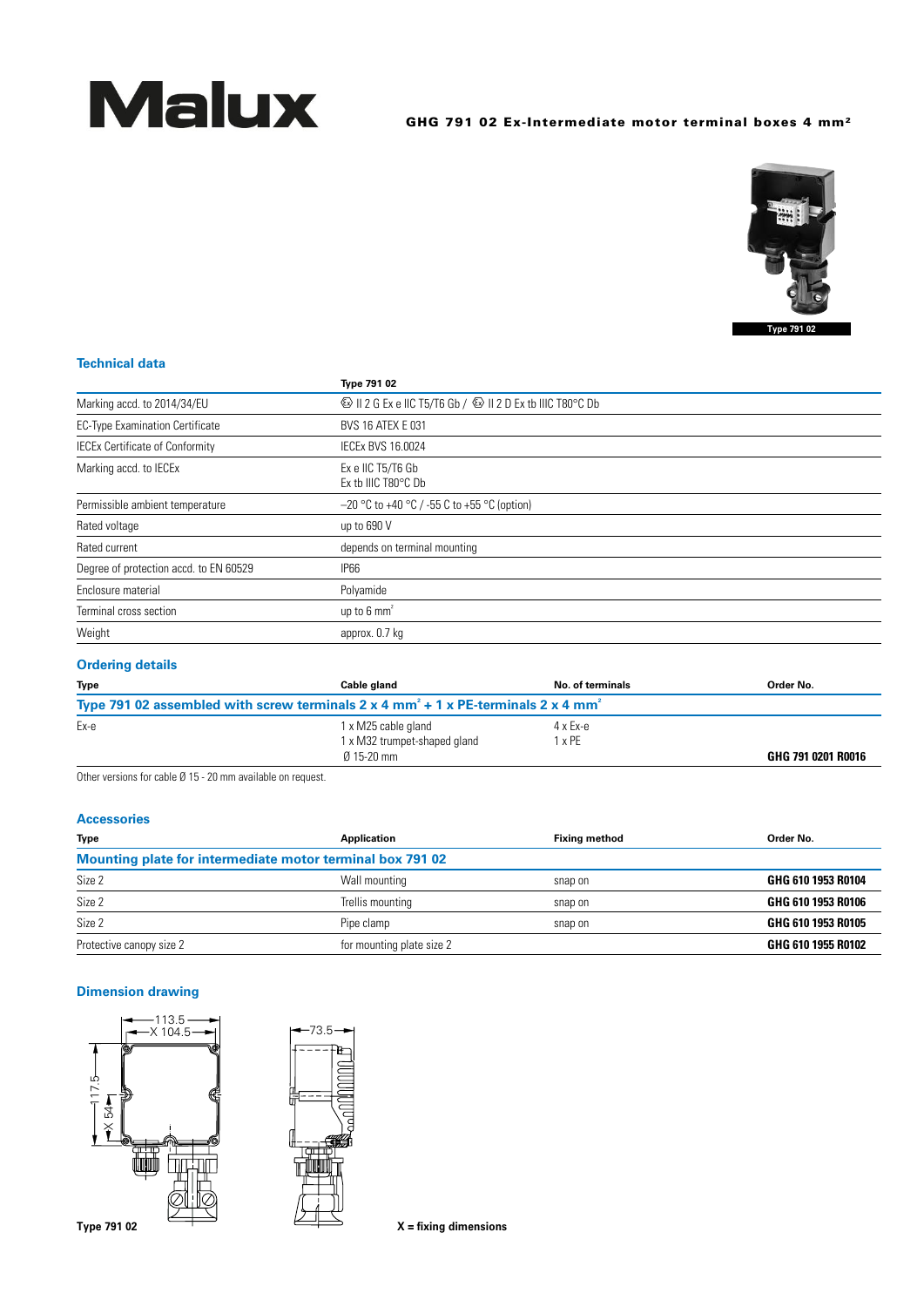# Malux

**GHG 791 02 Ex-Intermediate motor terminal boxes 4 mm²**

Type 791 02

## Technical data

| | Type 791 02 |
|---|---|
| Marking accd. to 2014/34/EU | ⟨Ex⟩ II 2 G Ex e IIC T5/T6 Gb / ⟨Ex⟩ II 2 D Ex tb IIIC T80°C Db |
| EC-Type Examination Certificate | BVS 16 ATEX E 031 |
| IECEx Certificate of Conformity | IECEx BVS 16.0024 |
| Marking accd. to IECEx | Ex e IIC T5/T6 Gb<br>Ex tb IIIC T80°C Db |
| Permissible ambient temperature | –20 °C to +40 °C / -55 C to +55 °C (option) |
| Rated voltage | up to 690 V |
| Rated current | depends on terminal mounting |
| Degree of protection accd. to EN 60529 | IP66 |
| Enclosure material | Polyamide |
| Terminal cross section | up to 6 mm² |
| Weight | approx. 0.7 kg |

## Ordering details

| Type | Cable gland | No. of terminals | Order No. |
|---|---|---|---|
| **Type 791 02 assembled with screw terminals 2 x 4 mm² + 1 x PE-terminals 2 x 4 mm²** | | | |
| Ex-e | 1 x M25 cable gland<br>1 x M32 trumpet-shaped gland<br>Ø 15-20 mm | 4 x Ex-e<br>1 x PE | **GHG 791 0201 R0016** |

Other versions for cable Ø 15 - 20 mm available on request.

## Accessories

| Type | Application | Fixing method | Order No. |
|---|---|---|---|
| **Mounting plate for intermediate motor terminal box 791 02** | | | |
| Size 2 | Wall mounting | snap on | **GHG 610 1953 R0104** |
| Size 2 | Trellis mounting | snap on | **GHG 610 1953 R0106** |
| Size 2 | Pipe clamp | snap on | **GHG 610 1953 R0105** |
| Protective canopy size 2 | for mounting plate size 2 | | **GHG 610 1955 R0102** |

## Dimension drawing

113.5, X 104.5, 117.5, X 54, 73.5

Type 791 02

X = fixing dimensions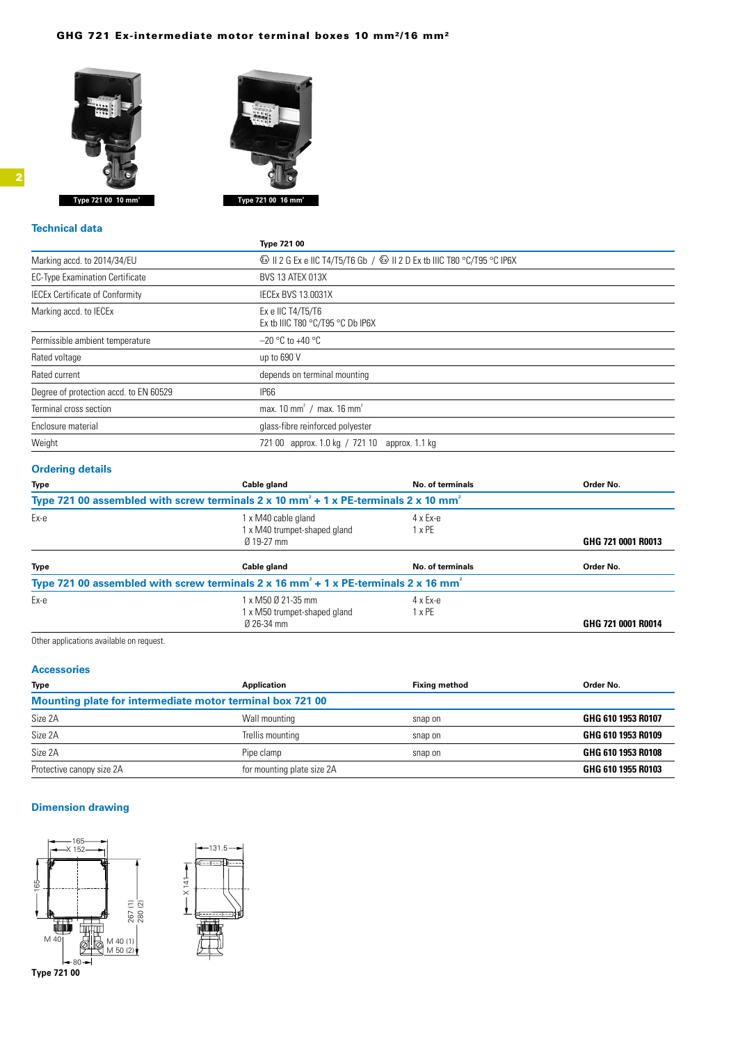# GHG 721 Ex-intermediate motor terminal boxes 10 mm²/16 mm²

Type 721 00 10 mm²

Type 721 00 16 mm²

## Technical data

| | Type 721 00 |
|---|---|
| Marking accd. to 2014/34/EU | ⟨Ex⟩ II 2 G Ex e IIC T4/T5/T6 Gb / ⟨Ex⟩ II 2 D Ex tb IIIC T80 °C/T95 °C IP6X |
| EC-Type Examination Certificate | BVS 13 ATEX 013X |
| IECEx Certificate of Conformity | IECEx BVS 13.0031X |
| Marking accd. to IECEx | Ex e IIC T4/T5/T6<br>Ex tb IIIC T80 °C/T95 °C Db IP6X |
| Permissible ambient temperature | –20 °C to +40 °C |
| Rated voltage | up to 690 V |
| Rated current | depends on terminal mounting |
| Degree of protection accd. to EN 60529 | IP66 |
| Terminal cross section | max. 10 mm² / max. 16 mm² |
| Enclosure material | glass-fibre reinforced polyester |
| Weight | 721 00 approx. 1.0 kg / 721 10 approx. 1.1 kg |

## Ordering details

| Type | Cable gland | No. of terminals | Order No. |
|---|---|---|---|
| **Type 721 00 assembled with screw terminals 2 x 10 mm² + 1 x PE-terminals 2 x 10 mm²** | | | |
| Ex-e | 1 x M40 cable gland<br>1 x M40 trumpet-shaped gland<br>Ø 19-27 mm | 4 x Ex-e<br>1 x PE | **GHG 721 0001 R0013** |

| Type | Cable gland | No. of terminals | Order No. |
|---|---|---|---|
| **Type 721 00 assembled with screw terminals 2 x 16 mm² + 1 x PE-terminals 2 x 16 mm²** | | | |
| Ex-e | 1 x M50 Ø 21-35 mm<br>1 x M50 trumpet-shaped gland<br>Ø 26-34 mm | 4 x Ex-e<br>1 x PE | **GHG 721 0001 R0014** |

Other applications available on request.

## Accessories

| Type | Application | Fixing method | Order No. |
|---|---|---|---|
| **Mounting plate for intermediate motor terminal box 721 00** | | | |
| Size 2A | Wall mounting | snap on | **GHG 610 1953 R0107** |
| Size 2A | Trellis mounting | snap on | **GHG 610 1953 R0109** |
| Size 2A | Pipe clamp | snap on | **GHG 610 1953 R0108** |
| Protective canopy size 2A | for mounting plate size 2A | | **GHG 610 1955 R0103** |

## Dimension drawing

165, X 152, 165, 267 (1), 280 (2), M 40, M 40 (1), M 50 (2), 80, 131.5, X 141

**Type 721 00**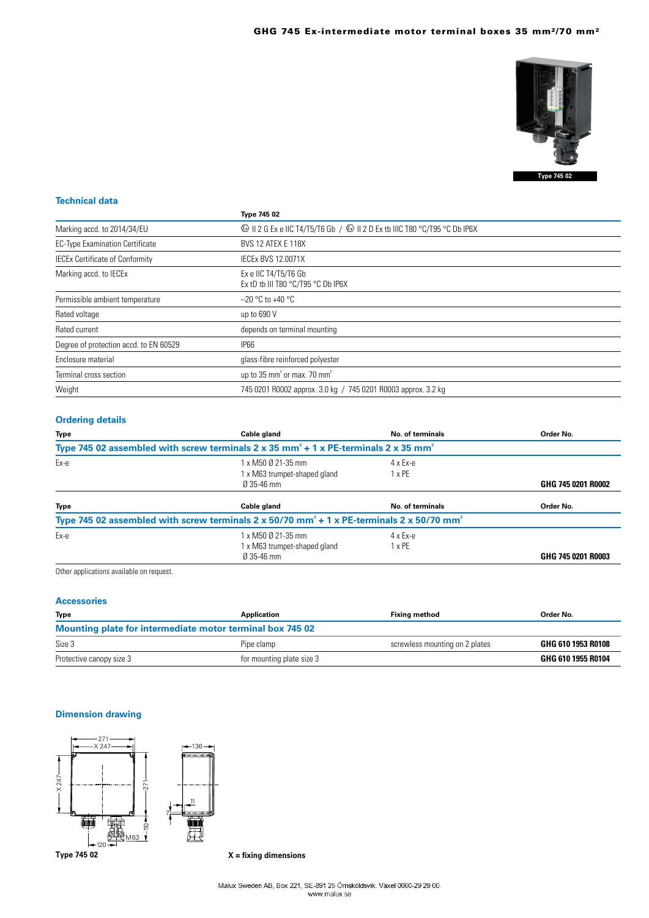# GHG 745 Ex-intermediate motor terminal boxes 35 mm²/70 mm²

Type 745 02

## Technical data

| | Type 745 02 |
|---|---|
| Marking accd. to 2014/34/EU | Ex II 2 G Ex e IIC T4/T5/T6 Gb / Ex II 2 D Ex tb IIIC T80 °C/T95 °C Db IP6X |
| EC-Type Examination Certificate | BVS 12 ATEX E 118X |
| IECEx Certificate of Conformity | IECEx BVS 12.0071X |
| Marking accd. to IECEx | Ex e IIC T4/T5/T6 Gb<br>Ex tD tb III T80 °C/T95 °C Db IP6X |
| Permissible ambient temperature | –20 °C to +40 °C |
| Rated voltage | up to 690 V |
| Rated current | depends on terminal mounting |
| Degree of protection accd. to EN 60529 | IP66 |
| Enclosure material | glass-fibre reinforced polyester |
| Terminal cross section | up to 35 mm² or max. 70 mm² |
| Weight | 745 0201 R0002 approx. 3.0 kg / 745 0201 R0003 approx. 3.2 kg |

## Ordering details

| Type | Cable gland | No. of terminals | Order No. |
|---|---|---|---|
| **Type 745 02 assembled with screw terminals 2 x 35 mm² + 1 x PE-terminals 2 x 35 mm²** | | | |
| Ex-e | 1 x M50 Ø 21-35 mm<br>1 x M63 trumpet-shaped gland<br>Ø 35-46 mm | 4 x Ex-e<br>1 x PE | **GHG 745 0201 R0002** |

| Type | Cable gland | No. of terminals | Order No. |
|---|---|---|---|
| **Type 745 02 assembled with screw terminals 2 x 50/70 mm² + 1 x PE-terminals 2 x 50/70 mm²** | | | |
| Ex-e | 1 x M50 Ø 21-35 mm<br>1 x M63 trumpet-shaped gland<br>Ø 35-46 mm | 4 x Ex-e<br>1 x PE | **GHG 745 0201 R0003** |

Other applications available on request.

## Accessories

| Type | Application | Fixing method | Order No. |
|---|---|---|---|
| **Mounting plate for intermediate motor terminal box 745 02** | | | |
| Size 3 | Pipe clamp | screwless mounting on 2 plates | **GHG 610 1953 R0108** |
| Protective canopy size 3 | for mounting plate size 3 | | **GHG 610 1955 R0104** |

## Dimension drawing

271, X 247, X 247, 271, ~110, 120, M63, 136, 11, 7

**Type 745 02**

**X = fixing dimensions**

Malux Sweden AB, Box 221, SE-891 25 Örnsköldsvik. Växel 0660-29 29 00.
www.malux.se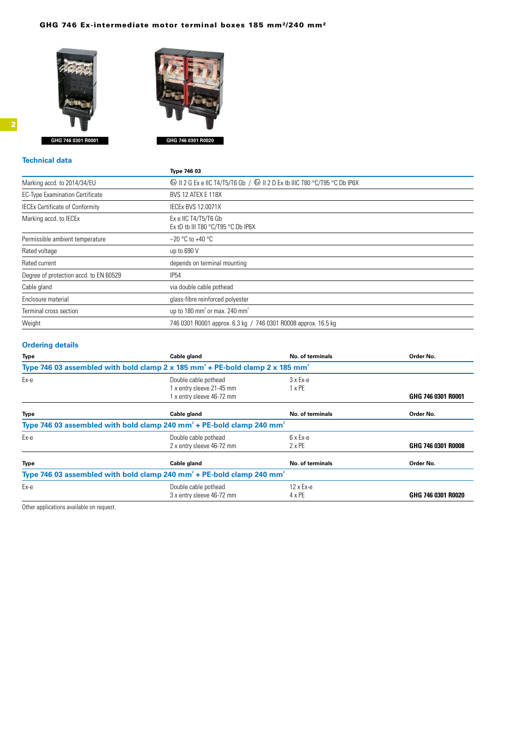# GHG 746 Ex-intermediate motor terminal boxes 185 mm²/240 mm²

GHG 746 0301 R0001

GHG 746 0301 R0020

## Technical data

| | Type 746 03 |
|---|---|
| Marking accd. to 2014/34/EU | Ⓔx II 2 G Ex e IIC T4/T5/T6 Gb / Ⓔx II 2 D Ex tb IIIC T80 °C/T95 °C Db IP6X |
| EC-Type Examination Certificate | BVS 12 ATEX E 118X |
| IECEx Certificate of Conformity | IECEx BVS 12.0071X |
| Marking accd. to IECEx | Ex e IIC T4/T5/T6 Gb<br>Ex tD tb III T80 °C/T95 °C Db IP6X |
| Permissible ambient temperature | –20 °C to +40 °C |
| Rated voltage | up to 690 V |
| Rated current | depends on terminal mounting |
| Degree of protection accd. to EN 60529 | IP54 |
| Cable gland | via double cable pothead |
| Enclosure material | glass-fibre reinforced polyester |
| Terminal cross section | up to 180 mm² or max. 240 mm² |
| Weight | 746 0301 R0001 approx. 6.3 kg / 746 0301 R0008 approx. 16.5 kg |

## Ordering details

| Type | Cable gland | No. of terminals | Order No. |
|---|---|---|---|
| **Type 746 03 assembled with bold clamp 2 x 185 mm² + PE-bold clamp 2 x 185 mm²** | | | |
| Ex-e | Double cable pothead<br>1 x entry sleeve 21-45 mm<br>1 x entry sleeve 46-72 mm | 3 x Ex-e<br>1 x PE | **GHG 746 0301 R0001** |

| Type | Cable gland | No. of terminals | Order No. |
|---|---|---|---|
| **Type 746 03 assembled with bold clamp 240 mm² + PE-bold clamp 240 mm²** | | | |
| Ex-e | Double cable pothead<br>2 x entry sleeve 46-72 mm | 6 x Ex-e<br>2 x PE | **GHG 746 0301 R0008** |

| Type | Cable gland | No. of terminals | Order No. |
|---|---|---|---|
| **Type 746 03 assembled with bold clamp 240 mm² + PE-bold clamp 240 mm²** | | | |
| Ex-e | Double cable pothead<br>3 x entry sleeve 46-72 mm | 12 x Ex-e<br>4 x PE | **GHG 746 0301 R0020** |

Other applications available on request.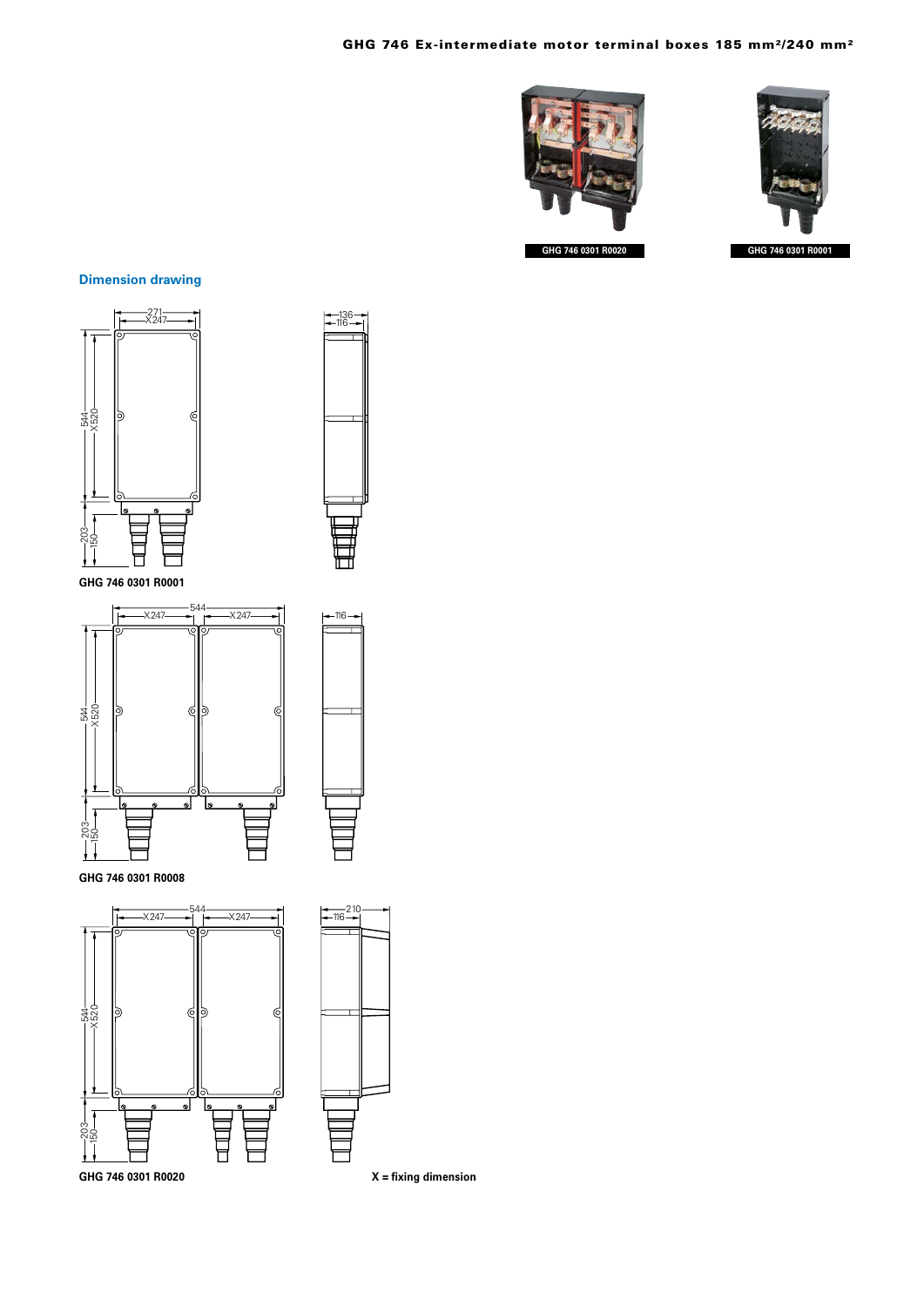## GHG 746 Ex-intermediate motor terminal boxes 185 mm²/240 mm²

GHG 746 0301 R0020

GHG 746 0301 R0001

### Dimension drawing

271
X247
544
X520
203
150
136
116

GHG 746 0301 R0001

544
X247
X247
544
X520
203
150
116

GHG 746 0301 R0008

544
X247
X247
544
X520
203
150
210
116

GHG 746 0301 R0020

X = fixing dimension